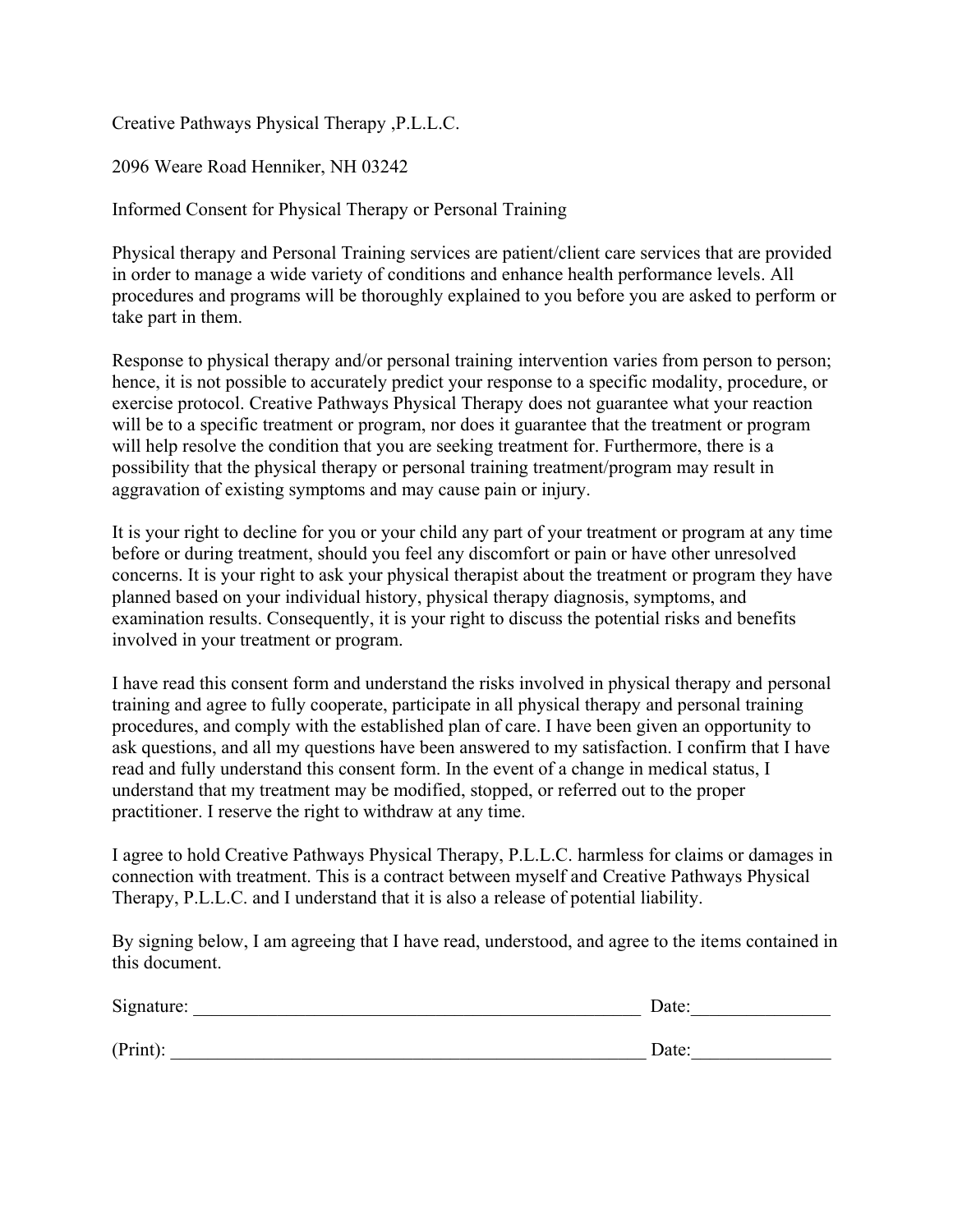Creative Pathways Physical Therapy ,P.L.L.C.

2096 Weare Road Henniker, NH 03242

Informed Consent for Physical Therapy or Personal Training

Physical therapy and Personal Training services are patient/client care services that are provided in order to manage a wide variety of conditions and enhance health performance levels. All procedures and programs will be thoroughly explained to you before you are asked to perform or take part in them.

Response to physical therapy and/or personal training intervention varies from person to person; hence, it is not possible to accurately predict your response to a specific modality, procedure, or exercise protocol. Creative Pathways Physical Therapy does not guarantee what your reaction will be to a specific treatment or program, nor does it guarantee that the treatment or program will help resolve the condition that you are seeking treatment for. Furthermore, there is a possibility that the physical therapy or personal training treatment/program may result in aggravation of existing symptoms and may cause pain or injury.

It is your right to decline for you or your child any part of your treatment or program at any time before or during treatment, should you feel any discomfort or pain or have other unresolved concerns. It is your right to ask your physical therapist about the treatment or program they have planned based on your individual history, physical therapy diagnosis, symptoms, and examination results. Consequently, it is your right to discuss the potential risks and benefits involved in your treatment or program.

I have read this consent form and understand the risks involved in physical therapy and personal training and agree to fully cooperate, participate in all physical therapy and personal training procedures, and comply with the established plan of care. I have been given an opportunity to ask questions, and all my questions have been answered to my satisfaction. I confirm that I have read and fully understand this consent form. In the event of a change in medical status, I understand that my treatment may be modified, stopped, or referred out to the proper practitioner. I reserve the right to withdraw at any time.

I agree to hold Creative Pathways Physical Therapy, P.L.L.C. harmless for claims or damages in connection with treatment. This is a contract between myself and Creative Pathways Physical Therapy, P.L.L.C. and I understand that it is also a release of potential liability.

By signing below, I am agreeing that I have read, understood, and agree to the items contained in this document.

Signature: __________________________________________________ Date:_______________

(Print): _____________________________________________________ Date:_______________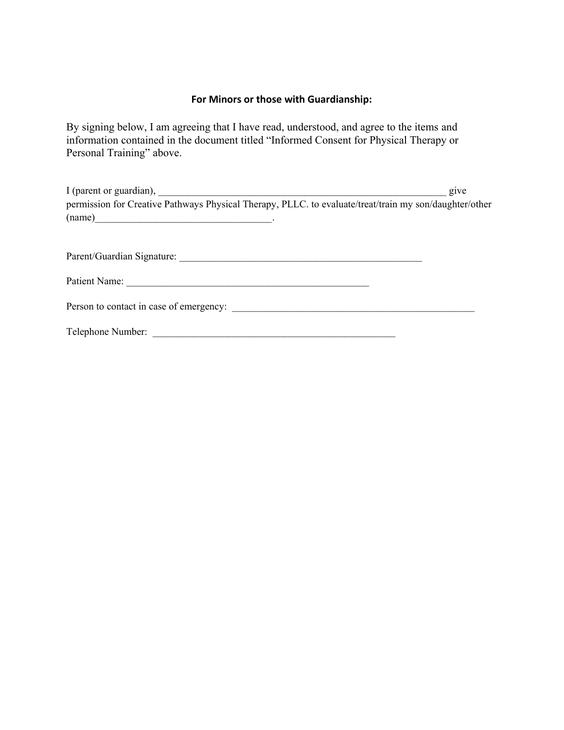**For Minors or those with Guardianship:**

By signing below, I am agreeing that I have read, understood, and agree to the items and information contained in the document titled "Informed Consent for Physical Therapy or Personal Training" above.

I (parent or guardian), ___________________________________________________________ give permission for Creative Pathways Physical Therapy, PLLC. to evaluate/treat/train my son/daughter/other (name)___________________________________.

Parent/Guardian Signature: __________________________________________________

Patient Name: __________________________________________________

Person to contact in case of emergency: __________________________________________________

Telephone Number: __________________________________________________